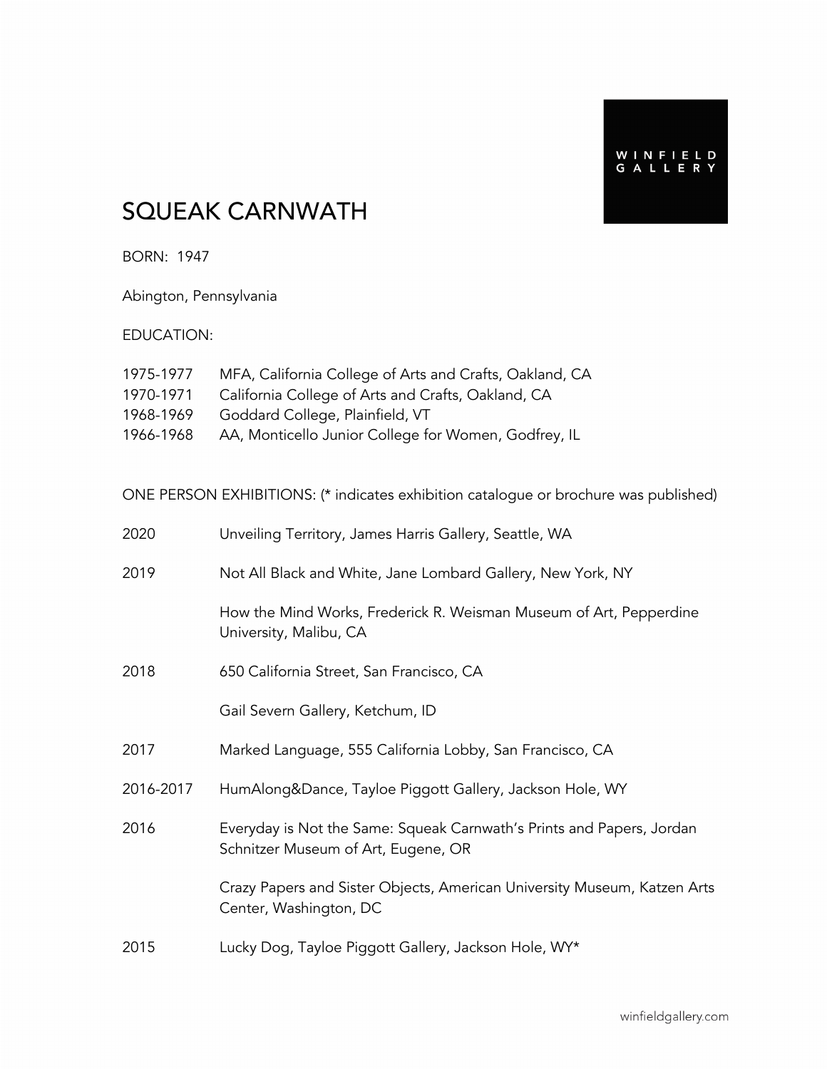WINFIELD GALLERY

# SQUEAK CARNWATH

BORN: 1947

Abington, Pennsylvania

EDUCATION:

| | |
|---|---|
| 1975-1977 | MFA, California College of Arts and Crafts, Oakland, CA |
| 1970-1971 | California College of Arts and Crafts, Oakland, CA |
| 1968-1969 | Goddard College, Plainfield, VT |
| 1966-1968 | AA, Monticello Junior College for Women, Godfrey, IL |

ONE PERSON EXHIBITIONS: (* indicates exhibition catalogue or brochure was published)

| | |
|---|---|
| 2020 | Unveiling Territory, James Harris Gallery, Seattle, WA |
| 2019 | Not All Black and White, Jane Lombard Gallery, New York, NY |
| | How the Mind Works, Frederick R. Weisman Museum of Art, Pepperdine University, Malibu, CA |
| 2018 | 650 California Street, San Francisco, CA |
| | Gail Severn Gallery, Ketchum, ID |
| 2017 | Marked Language, 555 California Lobby, San Francisco, CA |
| 2016-2017 | HumAlong&Dance, Tayloe Piggott Gallery, Jackson Hole, WY |
| 2016 | Everyday is Not the Same: Squeak Carnwath's Prints and Papers, Jordan Schnitzer Museum of Art, Eugene, OR |
| | Crazy Papers and Sister Objects, American University Museum, Katzen Arts Center, Washington, DC |
| 2015 | Lucky Dog, Tayloe Piggott Gallery, Jackson Hole, WY* |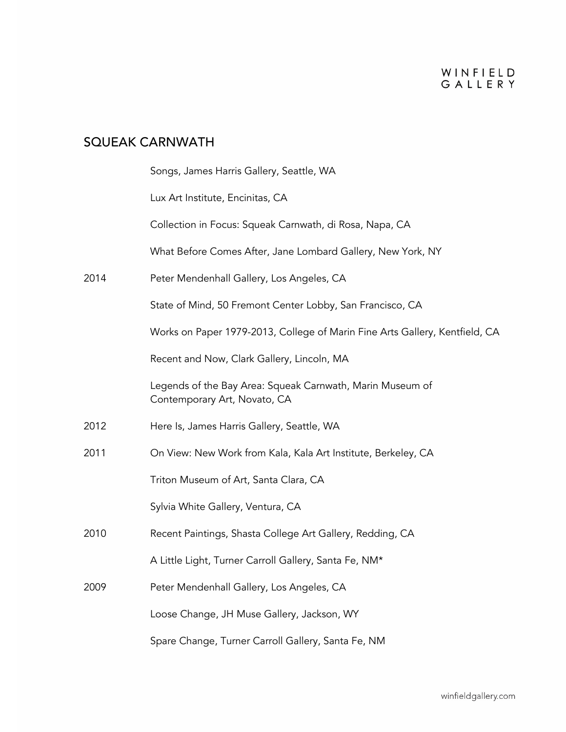## SQUEAK CARNWATH

| | |
|---|---|
| | Songs, James Harris Gallery, Seattle, WA |
| | Lux Art Institute, Encinitas, CA |
| | Collection in Focus: Squeak Carnwath, di Rosa, Napa, CA |
| | What Before Comes After, Jane Lombard Gallery, New York, NY |
| 2014 | Peter Mendenhall Gallery, Los Angeles, CA |
| | State of Mind, 50 Fremont Center Lobby, San Francisco, CA |
| | Works on Paper 1979-2013, College of Marin Fine Arts Gallery, Kentfield, CA |
| | Recent and Now, Clark Gallery, Lincoln, MA |
| | Legends of the Bay Area: Squeak Carnwath, Marin Museum of Contemporary Art, Novato, CA |
| 2012 | Here Is, James Harris Gallery, Seattle, WA |
| 2011 | On View: New Work from Kala, Kala Art Institute, Berkeley, CA |
| | Triton Museum of Art, Santa Clara, CA |
| | Sylvia White Gallery, Ventura, CA |
| 2010 | Recent Paintings, Shasta College Art Gallery, Redding, CA |
| | A Little Light, Turner Carroll Gallery, Santa Fe, NM* |
| 2009 | Peter Mendenhall Gallery, Los Angeles, CA |
| | Loose Change, JH Muse Gallery, Jackson, WY |
| | Spare Change, Turner Carroll Gallery, Santa Fe, NM |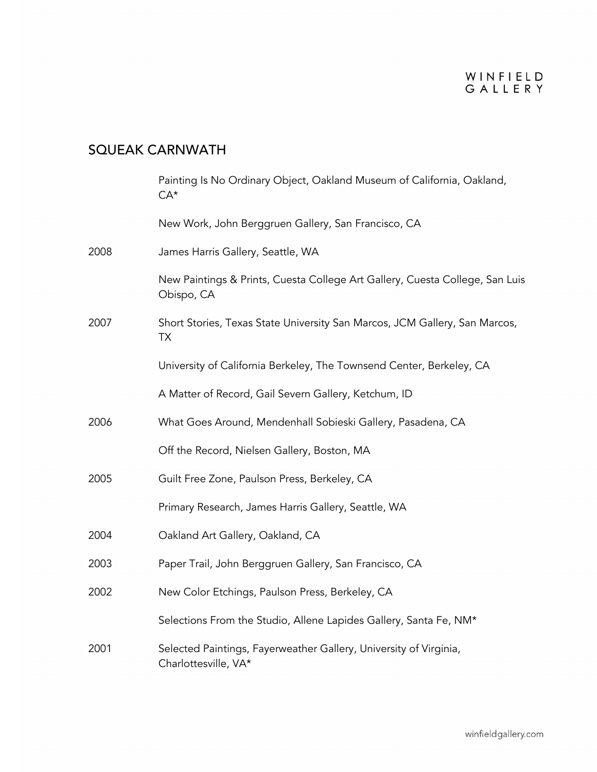## SQUEAK CARNWATH

| | |
|---|---|
| | Painting Is No Ordinary Object, Oakland Museum of California, Oakland, CA* |
| | New Work, John Berggruen Gallery, San Francisco, CA |
| 2008 | James Harris Gallery, Seattle, WA |
| | New Paintings & Prints, Cuesta College Art Gallery, Cuesta College, San Luis Obispo, CA |
| 2007 | Short Stories, Texas State University San Marcos, JCM Gallery, San Marcos, TX |
| | University of California Berkeley, The Townsend Center, Berkeley, CA |
| | A Matter of Record, Gail Severn Gallery, Ketchum, ID |
| 2006 | What Goes Around, Mendenhall Sobieski Gallery, Pasadena, CA |
| | Off the Record, Nielsen Gallery, Boston, MA |
| 2005 | Guilt Free Zone, Paulson Press, Berkeley, CA |
| | Primary Research, James Harris Gallery, Seattle, WA |
| 2004 | Oakland Art Gallery, Oakland, CA |
| 2003 | Paper Trail, John Berggruen Gallery, San Francisco, CA |
| 2002 | New Color Etchings, Paulson Press, Berkeley, CA |
| | Selections From the Studio, Allene Lapides Gallery, Santa Fe, NM* |
| 2001 | Selected Paintings, Fayerweather Gallery, University of Virginia, Charlottesville, VA* |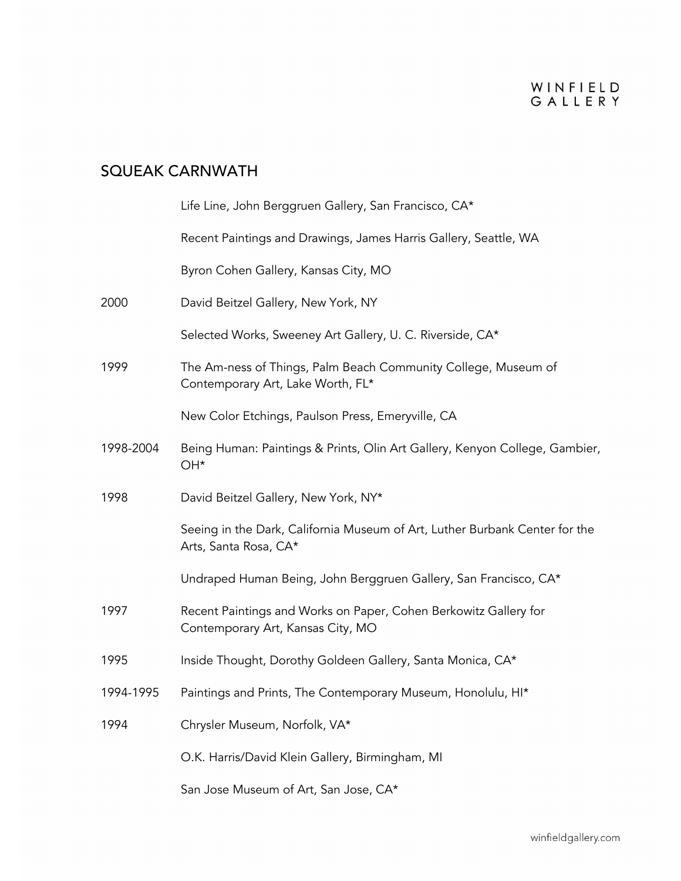## SQUEAK CARNWATH

| | |
|---|---|
| | Life Line, John Berggruen Gallery, San Francisco, CA* |
| | Recent Paintings and Drawings, James Harris Gallery, Seattle, WA |
| | Byron Cohen Gallery, Kansas City, MO |
| 2000 | David Beitzel Gallery, New York, NY |
| | Selected Works, Sweeney Art Gallery, U. C. Riverside, CA* |
| 1999 | The Am-ness of Things, Palm Beach Community College, Museum of Contemporary Art, Lake Worth, FL* |
| | New Color Etchings, Paulson Press, Emeryville, CA |
| 1998-2004 | Being Human: Paintings & Prints, Olin Art Gallery, Kenyon College, Gambier, OH* |
| 1998 | David Beitzel Gallery, New York, NY* |
| | Seeing in the Dark, California Museum of Art, Luther Burbank Center for the Arts, Santa Rosa, CA* |
| | Undraped Human Being, John Berggruen Gallery, San Francisco, CA* |
| 1997 | Recent Paintings and Works on Paper, Cohen Berkowitz Gallery for Contemporary Art, Kansas City, MO |
| 1995 | Inside Thought, Dorothy Goldeen Gallery, Santa Monica, CA* |
| 1994-1995 | Paintings and Prints, The Contemporary Museum, Honolulu, HI* |
| 1994 | Chrysler Museum, Norfolk, VA* |
| | O.K. Harris/David Klein Gallery, Birmingham, MI |
| | San Jose Museum of Art, San Jose, CA* |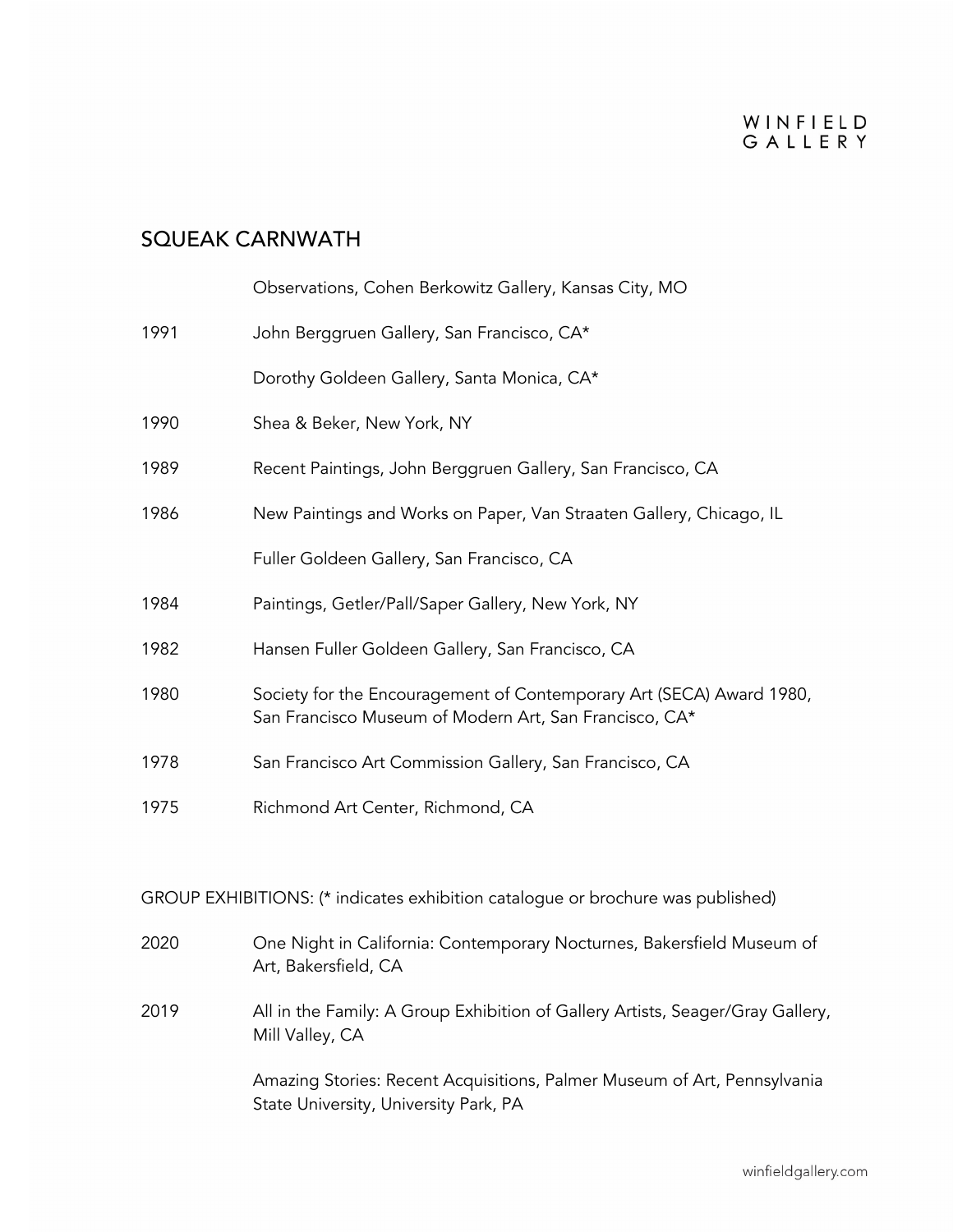## SQUEAK CARNWATH

| | |
|---|---|
| | Observations, Cohen Berkowitz Gallery, Kansas City, MO |
| 1991 | John Berggruen Gallery, San Francisco, CA* |
| | Dorothy Goldeen Gallery, Santa Monica, CA* |
| 1990 | Shea & Beker, New York, NY |
| 1989 | Recent Paintings, John Berggruen Gallery, San Francisco, CA |
| 1986 | New Paintings and Works on Paper, Van Straaten Gallery, Chicago, IL |
| | Fuller Goldeen Gallery, San Francisco, CA |
| 1984 | Paintings, Getler/Pall/Saper Gallery, New York, NY |
| 1982 | Hansen Fuller Goldeen Gallery, San Francisco, CA |
| 1980 | Society for the Encouragement of Contemporary Art (SECA) Award 1980, San Francisco Museum of Modern Art, San Francisco, CA* |
| 1978 | San Francisco Art Commission Gallery, San Francisco, CA |
| 1975 | Richmond Art Center, Richmond, CA |

GROUP EXHIBITIONS: (* indicates exhibition catalogue or brochure was published)

| | |
|---|---|
| 2020 | One Night in California: Contemporary Nocturnes, Bakersfield Museum of Art, Bakersfield, CA |
| 2019 | All in the Family: A Group Exhibition of Gallery Artists, Seager/Gray Gallery, Mill Valley, CA |
| | Amazing Stories: Recent Acquisitions, Palmer Museum of Art, Pennsylvania State University, University Park, PA |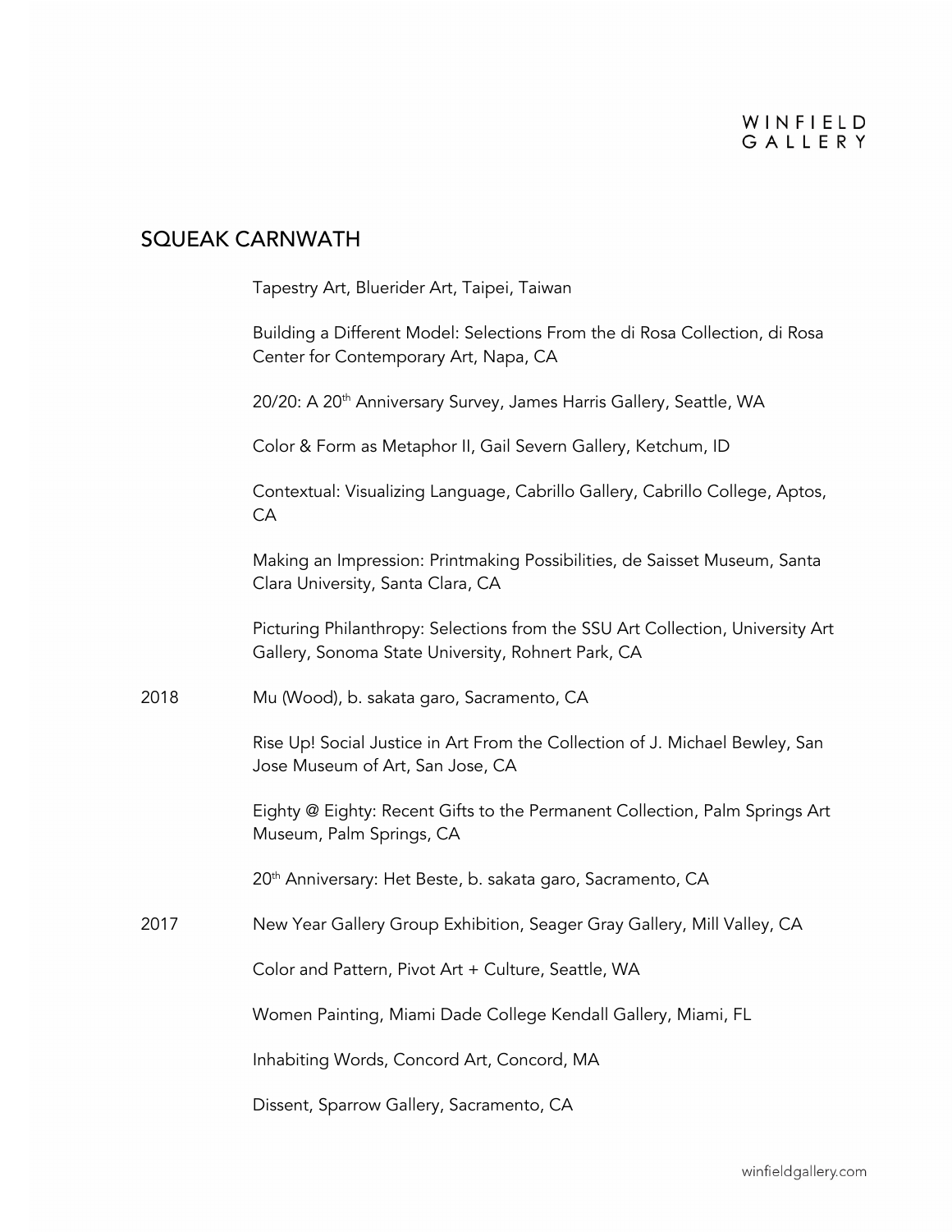## SQUEAK CARNWATH

Tapestry Art, Bluerider Art, Taipei, Taiwan

Building a Different Model: Selections From the di Rosa Collection, di Rosa Center for Contemporary Art, Napa, CA

20/20: A 20th Anniversary Survey, James Harris Gallery, Seattle, WA

Color & Form as Metaphor II, Gail Severn Gallery, Ketchum, ID

Contextual: Visualizing Language, Cabrillo Gallery, Cabrillo College, Aptos, CA

Making an Impression: Printmaking Possibilities, de Saisset Museum, Santa Clara University, Santa Clara, CA

Picturing Philanthropy: Selections from the SSU Art Collection, University Art Gallery, Sonoma State University, Rohnert Park, CA

2018 Mu (Wood), b. sakata garo, Sacramento, CA

Rise Up! Social Justice in Art From the Collection of J. Michael Bewley, San Jose Museum of Art, San Jose, CA

Eighty @ Eighty: Recent Gifts to the Permanent Collection, Palm Springs Art Museum, Palm Springs, CA

20th Anniversary: Het Beste, b. sakata garo, Sacramento, CA

2017 New Year Gallery Group Exhibition, Seager Gray Gallery, Mill Valley, CA

Color and Pattern, Pivot Art + Culture, Seattle, WA

Women Painting, Miami Dade College Kendall Gallery, Miami, FL

Inhabiting Words, Concord Art, Concord, MA

Dissent, Sparrow Gallery, Sacramento, CA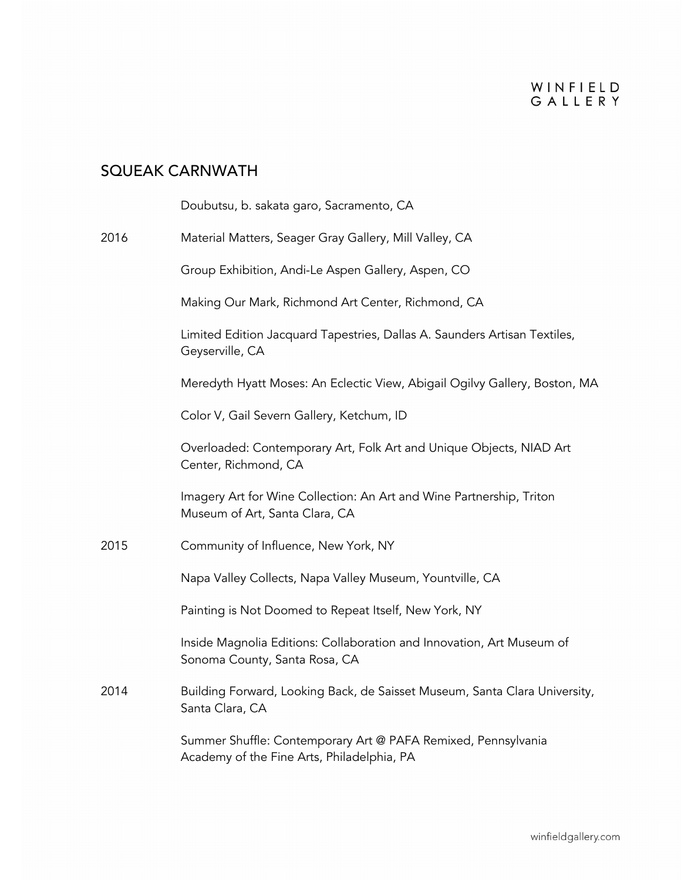## SQUEAK CARNWATH

| | |
|---|---|
| | Doubutsu, b. sakata garo, Sacramento, CA |
| 2016 | Material Matters, Seager Gray Gallery, Mill Valley, CA |
| | Group Exhibition, Andi-Le Aspen Gallery, Aspen, CO |
| | Making Our Mark, Richmond Art Center, Richmond, CA |
| | Limited Edition Jacquard Tapestries, Dallas A. Saunders Artisan Textiles, Geyserville, CA |
| | Meredyth Hyatt Moses: An Eclectic View, Abigail Ogilvy Gallery, Boston, MA |
| | Color V, Gail Severn Gallery, Ketchum, ID |
| | Overloaded: Contemporary Art, Folk Art and Unique Objects, NIAD Art Center, Richmond, CA |
| | Imagery Art for Wine Collection: An Art and Wine Partnership, Triton Museum of Art, Santa Clara, CA |
| 2015 | Community of Influence, New York, NY |
| | Napa Valley Collects, Napa Valley Museum, Yountville, CA |
| | Painting is Not Doomed to Repeat Itself, New York, NY |
| | Inside Magnolia Editions: Collaboration and Innovation, Art Museum of Sonoma County, Santa Rosa, CA |
| 2014 | Building Forward, Looking Back, de Saisset Museum, Santa Clara University, Santa Clara, CA |
| | Summer Shuffle: Contemporary Art @ PAFA Remixed, Pennsylvania Academy of the Fine Arts, Philadelphia, PA |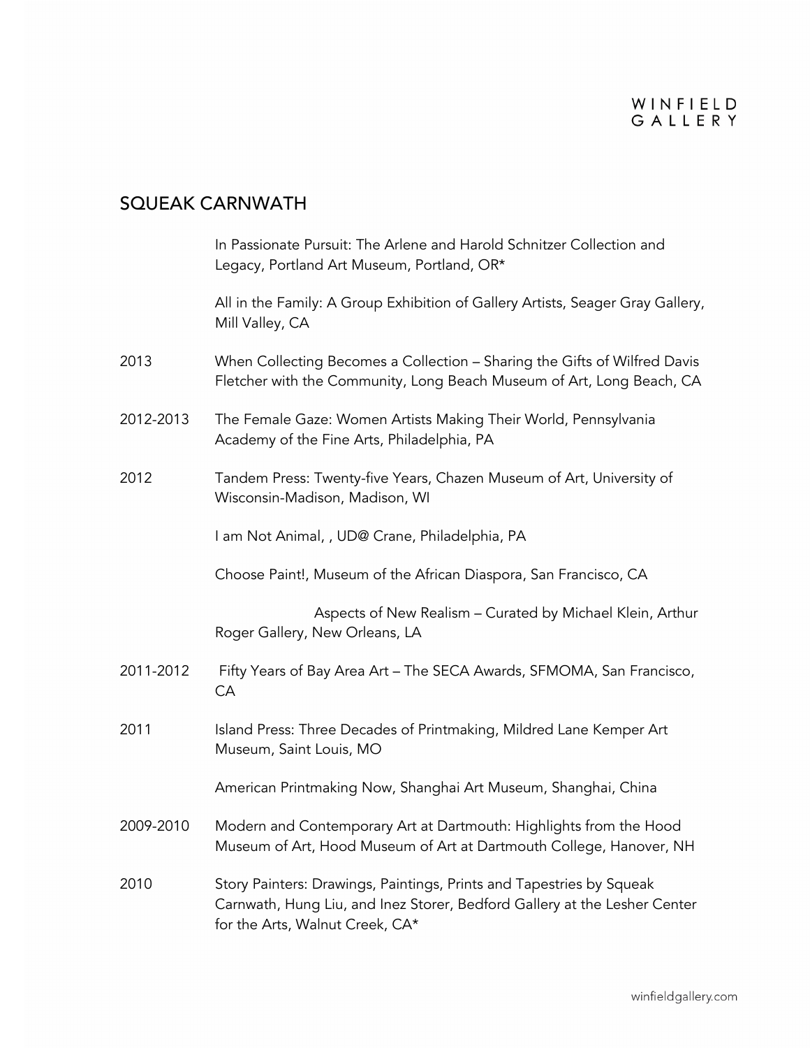## SQUEAK CARNWATH

| | |
|---|---|
| | In Passionate Pursuit: The Arlene and Harold Schnitzer Collection and Legacy, Portland Art Museum, Portland, OR* |
| | All in the Family: A Group Exhibition of Gallery Artists, Seager Gray Gallery, Mill Valley, CA |
| 2013 | When Collecting Becomes a Collection – Sharing the Gifts of Wilfred Davis Fletcher with the Community, Long Beach Museum of Art, Long Beach, CA |
| 2012-2013 | The Female Gaze: Women Artists Making Their World, Pennsylvania Academy of the Fine Arts, Philadelphia, PA |
| 2012 | Tandem Press: Twenty-five Years, Chazen Museum of Art, University of Wisconsin-Madison, Madison, WI |
| | I am Not Animal, , UD@ Crane, Philadelphia, PA |
| | Choose Paint!, Museum of the African Diaspora, San Francisco, CA |
| | Aspects of New Realism – Curated by Michael Klein, Arthur Roger Gallery, New Orleans, LA |
| 2011-2012 | Fifty Years of Bay Area Art – The SECA Awards, SFMOMA, San Francisco, CA |
| 2011 | Island Press: Three Decades of Printmaking, Mildred Lane Kemper Art Museum, Saint Louis, MO |
| | American Printmaking Now, Shanghai Art Museum, Shanghai, China |
| 2009-2010 | Modern and Contemporary Art at Dartmouth: Highlights from the Hood Museum of Art, Hood Museum of Art at Dartmouth College, Hanover, NH |
| 2010 | Story Painters: Drawings, Paintings, Prints and Tapestries by Squeak Carnwath, Hung Liu, and Inez Storer, Bedford Gallery at the Lesher Center for the Arts, Walnut Creek, CA* |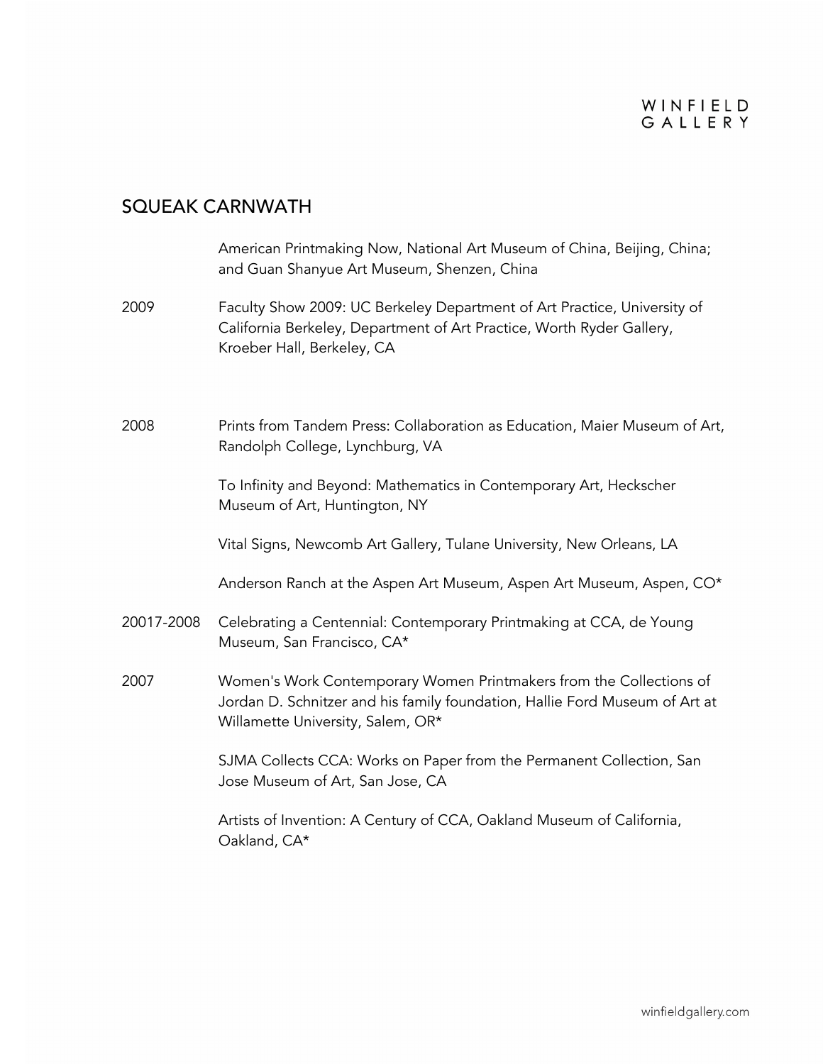## SQUEAK CARNWATH

American Printmaking Now, National Art Museum of China, Beijing, China; and Guan Shanyue Art Museum, Shenzen, China

2009 Faculty Show 2009: UC Berkeley Department of Art Practice, University of California Berkeley, Department of Art Practice, Worth Ryder Gallery, Kroeber Hall, Berkeley, CA

2008 Prints from Tandem Press: Collaboration as Education, Maier Museum of Art, Randolph College, Lynchburg, VA

To Infinity and Beyond: Mathematics in Contemporary Art, Heckscher Museum of Art, Huntington, NY

Vital Signs, Newcomb Art Gallery, Tulane University, New Orleans, LA

Anderson Ranch at the Aspen Art Museum, Aspen Art Museum, Aspen, CO*

20017-2008 Celebrating a Centennial: Contemporary Printmaking at CCA, de Young Museum, San Francisco, CA*

2007 Women's Work Contemporary Women Printmakers from the Collections of Jordan D. Schnitzer and his family foundation, Hallie Ford Museum of Art at Willamette University, Salem, OR*

SJMA Collects CCA: Works on Paper from the Permanent Collection, San Jose Museum of Art, San Jose, CA

Artists of Invention: A Century of CCA, Oakland Museum of California, Oakland, CA*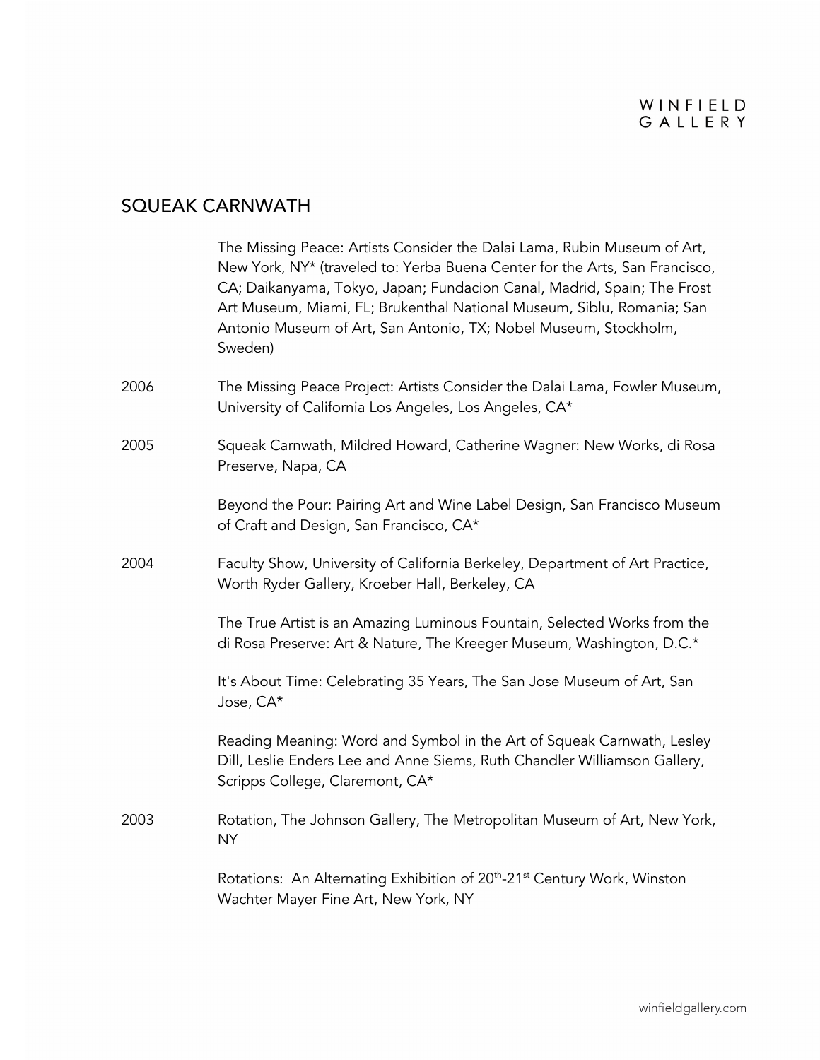## SQUEAK CARNWATH

| | |
|---|---|
| | The Missing Peace: Artists Consider the Dalai Lama, Rubin Museum of Art, New York, NY* (traveled to: Yerba Buena Center for the Arts, San Francisco, CA; Daikanyama, Tokyo, Japan; Fundacion Canal, Madrid, Spain; The Frost Art Museum, Miami, FL; Brukenthal National Museum, Siblu, Romania; San Antonio Museum of Art, San Antonio, TX; Nobel Museum, Stockholm, Sweden) |
| 2006 | The Missing Peace Project: Artists Consider the Dalai Lama, Fowler Museum, University of California Los Angeles, Los Angeles, CA* |
| 2005 | Squeak Carnwath, Mildred Howard, Catherine Wagner: New Works, di Rosa Preserve, Napa, CA |
| | Beyond the Pour: Pairing Art and Wine Label Design, San Francisco Museum of Craft and Design, San Francisco, CA* |
| 2004 | Faculty Show, University of California Berkeley, Department of Art Practice, Worth Ryder Gallery, Kroeber Hall, Berkeley, CA |
| | The True Artist is an Amazing Luminous Fountain, Selected Works from the di Rosa Preserve: Art & Nature, The Kreeger Museum, Washington, D.C.* |
| | It's About Time: Celebrating 35 Years, The San Jose Museum of Art, San Jose, CA* |
| | Reading Meaning: Word and Symbol in the Art of Squeak Carnwath, Lesley Dill, Leslie Enders Lee and Anne Siems, Ruth Chandler Williamson Gallery, Scripps College, Claremont, CA* |
| 2003 | Rotation, The Johnson Gallery, The Metropolitan Museum of Art, New York, NY |
| | Rotations: An Alternating Exhibition of 20th-21st Century Work, Winston Wachter Mayer Fine Art, New York, NY |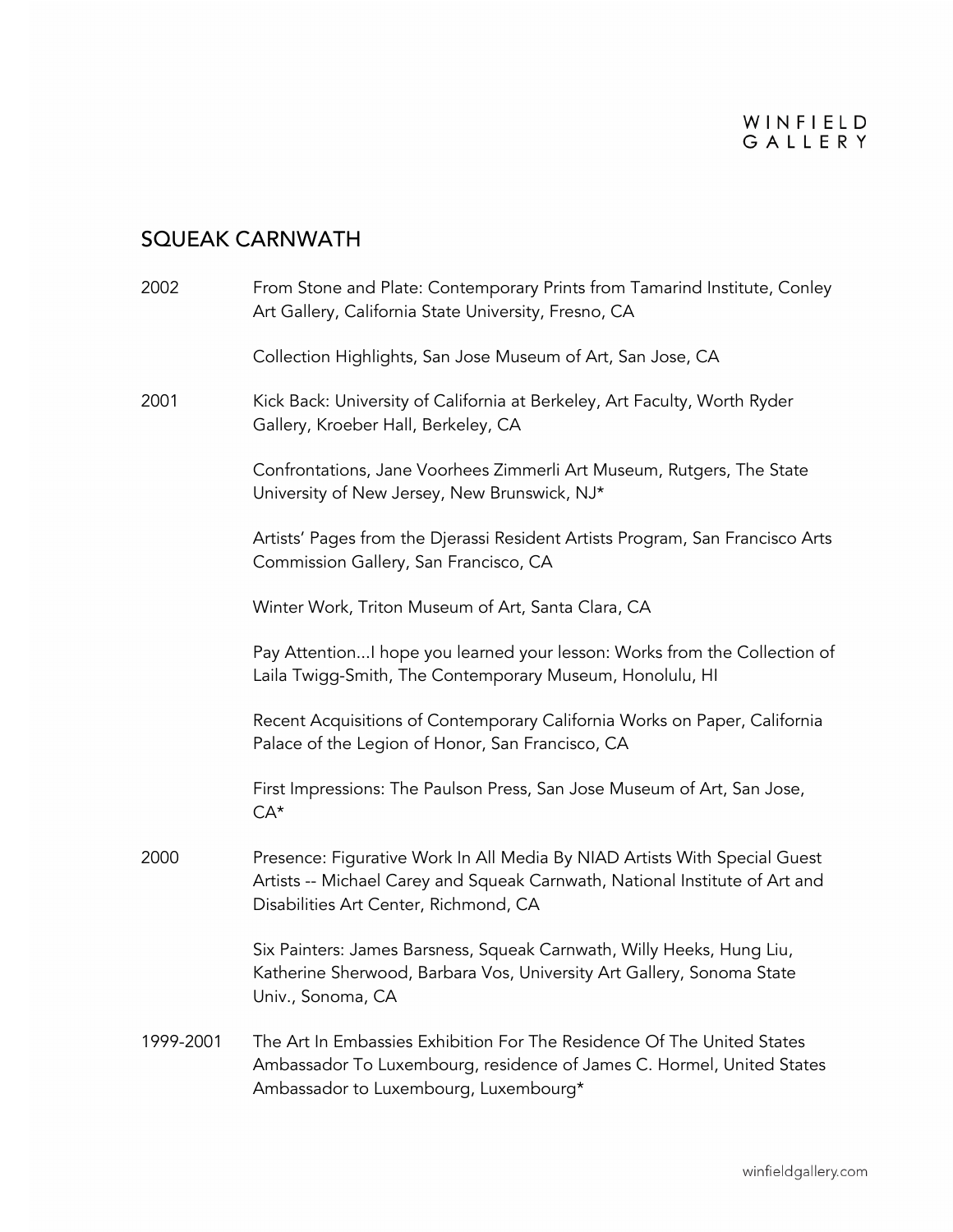## SQUEAK CARNWATH

2002 From Stone and Plate: Contemporary Prints from Tamarind Institute, Conley Art Gallery, California State University, Fresno, CA

Collection Highlights, San Jose Museum of Art, San Jose, CA

2001 Kick Back: University of California at Berkeley, Art Faculty, Worth Ryder Gallery, Kroeber Hall, Berkeley, CA

Confrontations, Jane Voorhees Zimmerli Art Museum, Rutgers, The State University of New Jersey, New Brunswick, NJ*

Artists' Pages from the Djerassi Resident Artists Program, San Francisco Arts Commission Gallery, San Francisco, CA

Winter Work, Triton Museum of Art, Santa Clara, CA

Pay Attention...I hope you learned your lesson: Works from the Collection of Laila Twigg-Smith, The Contemporary Museum, Honolulu, HI

Recent Acquisitions of Contemporary California Works on Paper, California Palace of the Legion of Honor, San Francisco, CA

First Impressions: The Paulson Press, San Jose Museum of Art, San Jose, CA*

2000 Presence: Figurative Work In All Media By NIAD Artists With Special Guest Artists -- Michael Carey and Squeak Carnwath, National Institute of Art and Disabilities Art Center, Richmond, CA

Six Painters: James Barsness, Squeak Carnwath, Willy Heeks, Hung Liu, Katherine Sherwood, Barbara Vos, University Art Gallery, Sonoma State Univ., Sonoma, CA

1999-2001 The Art In Embassies Exhibition For The Residence Of The United States Ambassador To Luxembourg, residence of James C. Hormel, United States Ambassador to Luxembourg, Luxembourg*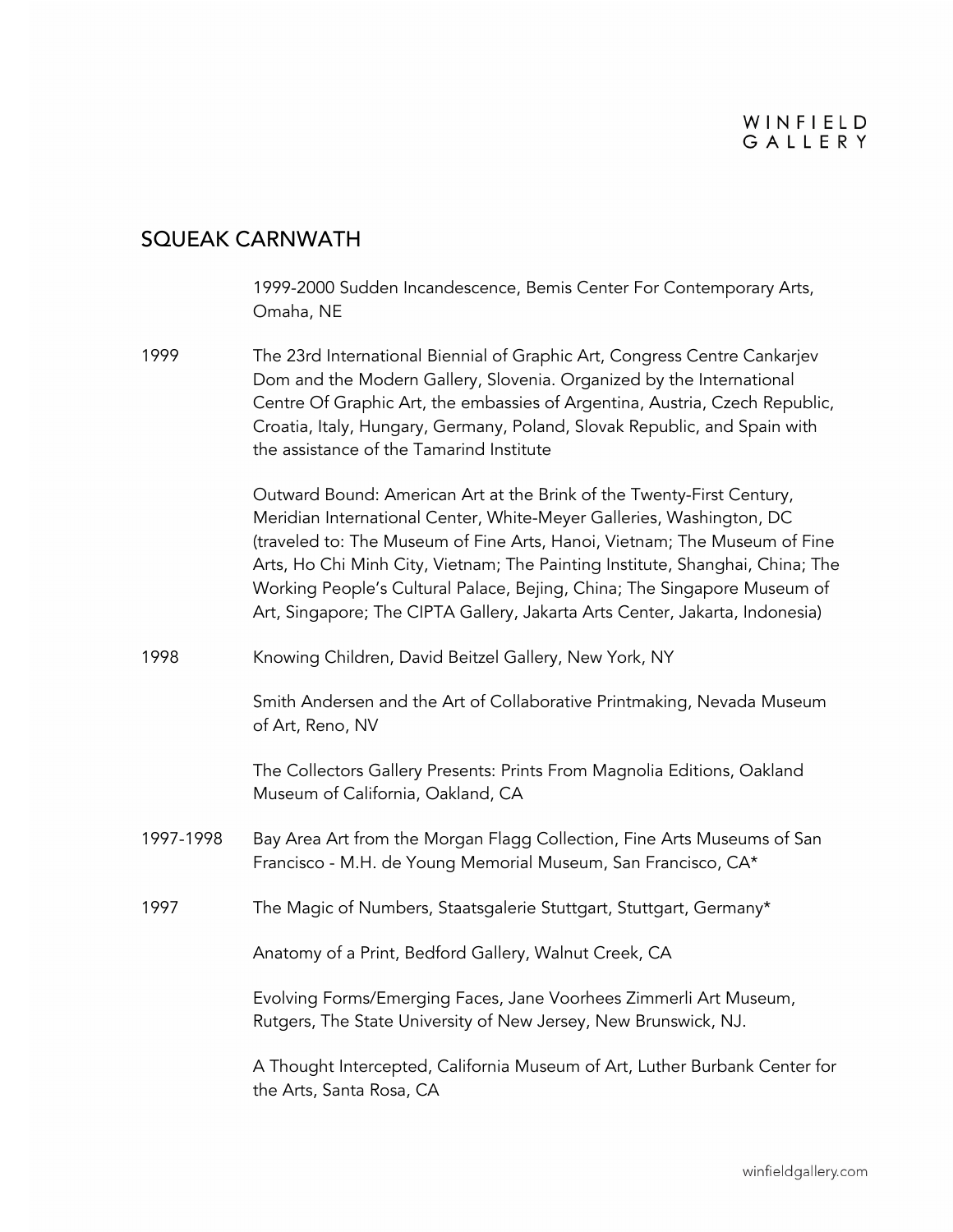## SQUEAK CARNWATH

1999-2000 Sudden Incandescence, Bemis Center For Contemporary Arts, Omaha, NE

1999 The 23rd International Biennial of Graphic Art, Congress Centre Cankarjev Dom and the Modern Gallery, Slovenia. Organized by the International Centre Of Graphic Art, the embassies of Argentina, Austria, Czech Republic, Croatia, Italy, Hungary, Germany, Poland, Slovak Republic, and Spain with the assistance of the Tamarind Institute

Outward Bound: American Art at the Brink of the Twenty-First Century, Meridian International Center, White-Meyer Galleries, Washington, DC (traveled to: The Museum of Fine Arts, Hanoi, Vietnam; The Museum of Fine Arts, Ho Chi Minh City, Vietnam; The Painting Institute, Shanghai, China; The Working People's Cultural Palace, Bejing, China; The Singapore Museum of Art, Singapore; The CIPTA Gallery, Jakarta Arts Center, Jakarta, Indonesia)

1998 Knowing Children, David Beitzel Gallery, New York, NY

Smith Andersen and the Art of Collaborative Printmaking, Nevada Museum of Art, Reno, NV

The Collectors Gallery Presents: Prints From Magnolia Editions, Oakland Museum of California, Oakland, CA

1997-1998 Bay Area Art from the Morgan Flagg Collection, Fine Arts Museums of San Francisco - M.H. de Young Memorial Museum, San Francisco, CA*

1997 The Magic of Numbers, Staatsgalerie Stuttgart, Stuttgart, Germany*

Anatomy of a Print, Bedford Gallery, Walnut Creek, CA

Evolving Forms/Emerging Faces, Jane Voorhees Zimmerli Art Museum, Rutgers, The State University of New Jersey, New Brunswick, NJ.

A Thought Intercepted, California Museum of Art, Luther Burbank Center for the Arts, Santa Rosa, CA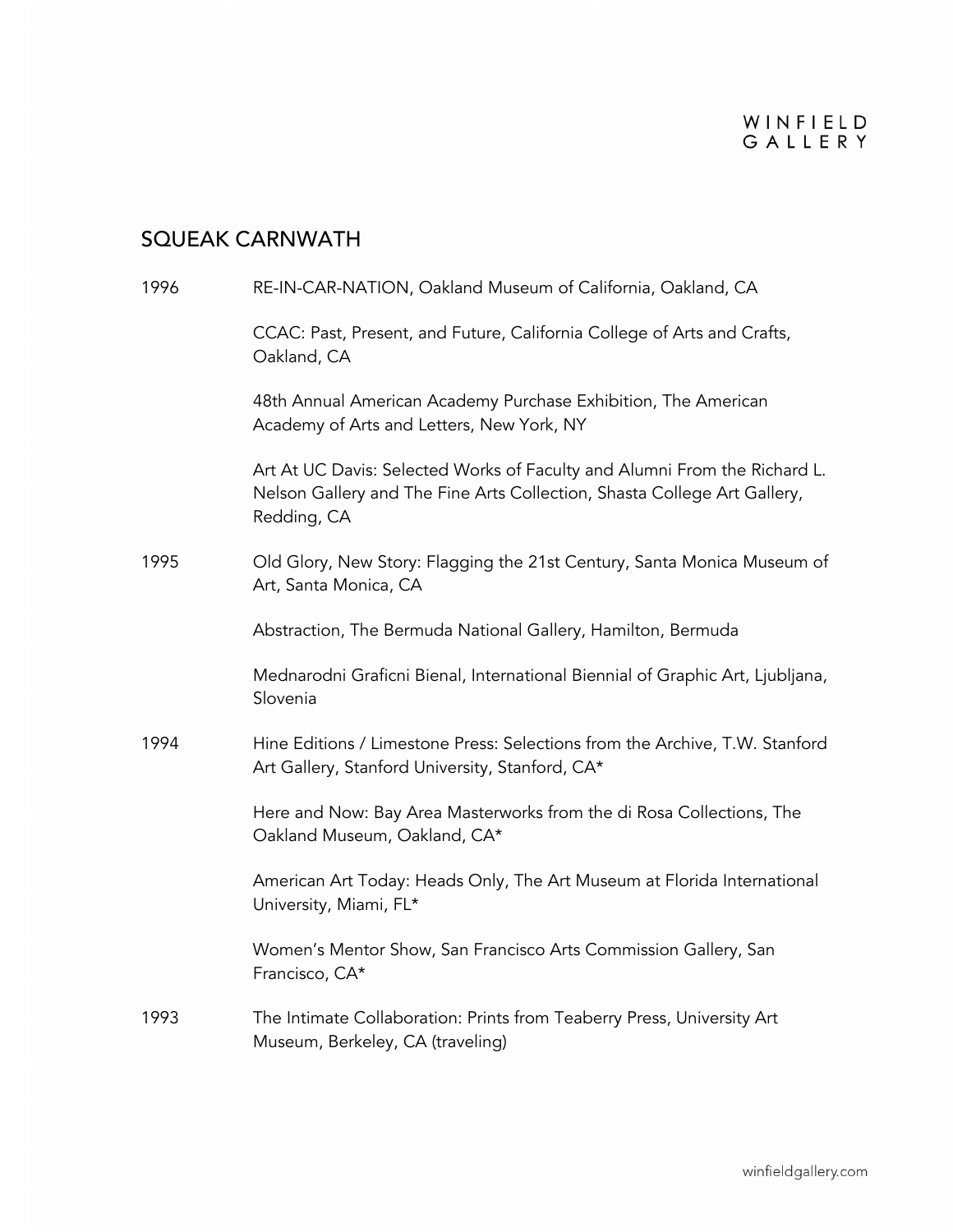## SQUEAK CARNWATH

1996 RE-IN-CAR-NATION, Oakland Museum of California, Oakland, CA

CCAC: Past, Present, and Future, California College of Arts and Crafts, Oakland, CA

48th Annual American Academy Purchase Exhibition, The American Academy of Arts and Letters, New York, NY

Art At UC Davis: Selected Works of Faculty and Alumni From the Richard L. Nelson Gallery and The Fine Arts Collection, Shasta College Art Gallery, Redding, CA

1995 Old Glory, New Story: Flagging the 21st Century, Santa Monica Museum of Art, Santa Monica, CA

Abstraction, The Bermuda National Gallery, Hamilton, Bermuda

Mednarodni Graficni Bienal, International Biennial of Graphic Art, Ljubljana, Slovenia

1994 Hine Editions / Limestone Press: Selections from the Archive, T.W. Stanford Art Gallery, Stanford University, Stanford, CA*

Here and Now: Bay Area Masterworks from the di Rosa Collections, The Oakland Museum, Oakland, CA*

American Art Today: Heads Only, The Art Museum at Florida International University, Miami, FL*

Women's Mentor Show, San Francisco Arts Commission Gallery, San Francisco, CA*

1993 The Intimate Collaboration: Prints from Teaberry Press, University Art Museum, Berkeley, CA (traveling)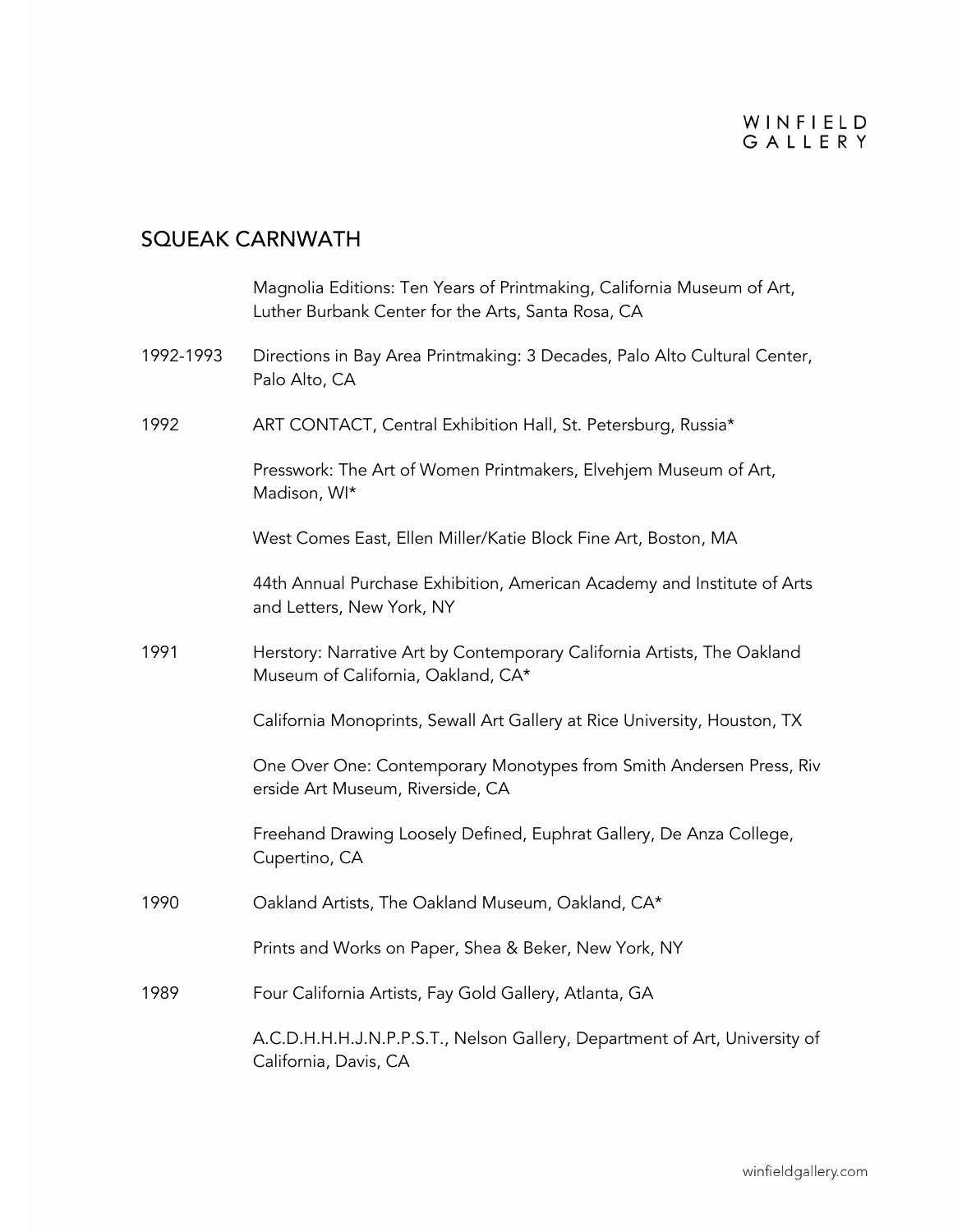## SQUEAK CARNWATH

Magnolia Editions: Ten Years of Printmaking, California Museum of Art, Luther Burbank Center for the Arts, Santa Rosa, CA

1992-1993 Directions in Bay Area Printmaking: 3 Decades, Palo Alto Cultural Center, Palo Alto, CA

1992 ART CONTACT, Central Exhibition Hall, St. Petersburg, Russia*

Presswork: The Art of Women Printmakers, Elvehjem Museum of Art, Madison, WI*

West Comes East, Ellen Miller/Katie Block Fine Art, Boston, MA

44th Annual Purchase Exhibition, American Academy and Institute of Arts and Letters, New York, NY

1991 Herstory: Narrative Art by Contemporary California Artists, The Oakland Museum of California, Oakland, CA*

California Monoprints, Sewall Art Gallery at Rice University, Houston, TX

One Over One: Contemporary Monotypes from Smith Andersen Press, Riverside Art Museum, Riverside, CA

Freehand Drawing Loosely Defined, Euphrat Gallery, De Anza College, Cupertino, CA

1990 Oakland Artists, The Oakland Museum, Oakland, CA*

Prints and Works on Paper, Shea & Beker, New York, NY

1989 Four California Artists, Fay Gold Gallery, Atlanta, GA

A.C.D.H.H.H.J.N.P.P.S.T., Nelson Gallery, Department of Art, University of California, Davis, CA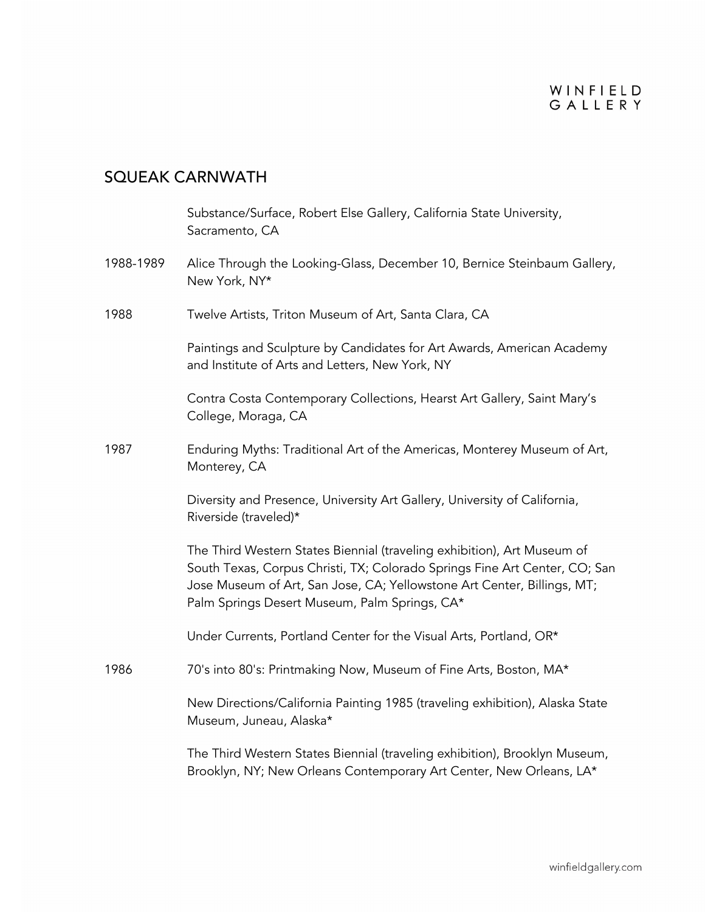## SQUEAK CARNWATH

| | |
|---|---|
| | Substance/Surface, Robert Else Gallery, California State University, Sacramento, CA |
| 1988-1989 | Alice Through the Looking-Glass, December 10, Bernice Steinbaum Gallery, New York, NY* |
| 1988 | Twelve Artists, Triton Museum of Art, Santa Clara, CA |
| | Paintings and Sculpture by Candidates for Art Awards, American Academy and Institute of Arts and Letters, New York, NY |
| | Contra Costa Contemporary Collections, Hearst Art Gallery, Saint Mary's College, Moraga, CA |
| 1987 | Enduring Myths: Traditional Art of the Americas, Monterey Museum of Art, Monterey, CA |
| | Diversity and Presence, University Art Gallery, University of California, Riverside (traveled)* |
| | The Third Western States Biennial (traveling exhibition), Art Museum of South Texas, Corpus Christi, TX; Colorado Springs Fine Art Center, CO; San Jose Museum of Art, San Jose, CA; Yellowstone Art Center, Billings, MT; Palm Springs Desert Museum, Palm Springs, CA* |
| | Under Currents, Portland Center for the Visual Arts, Portland, OR* |
| 1986 | 70's into 80's: Printmaking Now, Museum of Fine Arts, Boston, MA* |
| | New Directions/California Painting 1985 (traveling exhibition), Alaska State Museum, Juneau, Alaska* |
| | The Third Western States Biennial (traveling exhibition), Brooklyn Museum, Brooklyn, NY; New Orleans Contemporary Art Center, New Orleans, LA* |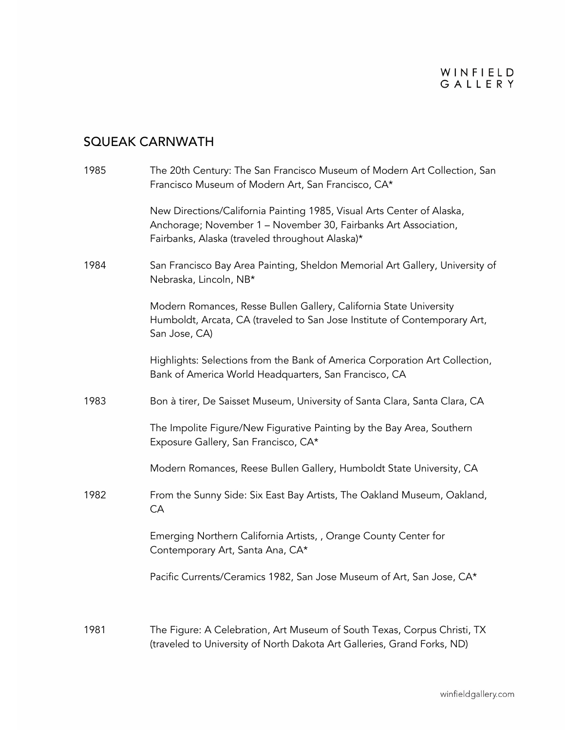## SQUEAK CARNWATH

1985 The 20th Century: The San Francisco Museum of Modern Art Collection, San Francisco Museum of Modern Art, San Francisco, CA*

New Directions/California Painting 1985, Visual Arts Center of Alaska, Anchorage; November 1 – November 30, Fairbanks Art Association, Fairbanks, Alaska (traveled throughout Alaska)*

1984 San Francisco Bay Area Painting, Sheldon Memorial Art Gallery, University of Nebraska, Lincoln, NB*

Modern Romances, Resse Bullen Gallery, California State University Humboldt, Arcata, CA (traveled to San Jose Institute of Contemporary Art, San Jose, CA)

Highlights: Selections from the Bank of America Corporation Art Collection, Bank of America World Headquarters, San Francisco, CA

1983 Bon à tirer, De Saisset Museum, University of Santa Clara, Santa Clara, CA

The Impolite Figure/New Figurative Painting by the Bay Area, Southern Exposure Gallery, San Francisco, CA*

Modern Romances, Reese Bullen Gallery, Humboldt State University, CA

1982 From the Sunny Side: Six East Bay Artists, The Oakland Museum, Oakland, CA

Emerging Northern California Artists, , Orange County Center for Contemporary Art, Santa Ana, CA*

Pacific Currents/Ceramics 1982, San Jose Museum of Art, San Jose, CA*

1981 The Figure: A Celebration, Art Museum of South Texas, Corpus Christi, TX (traveled to University of North Dakota Art Galleries, Grand Forks, ND)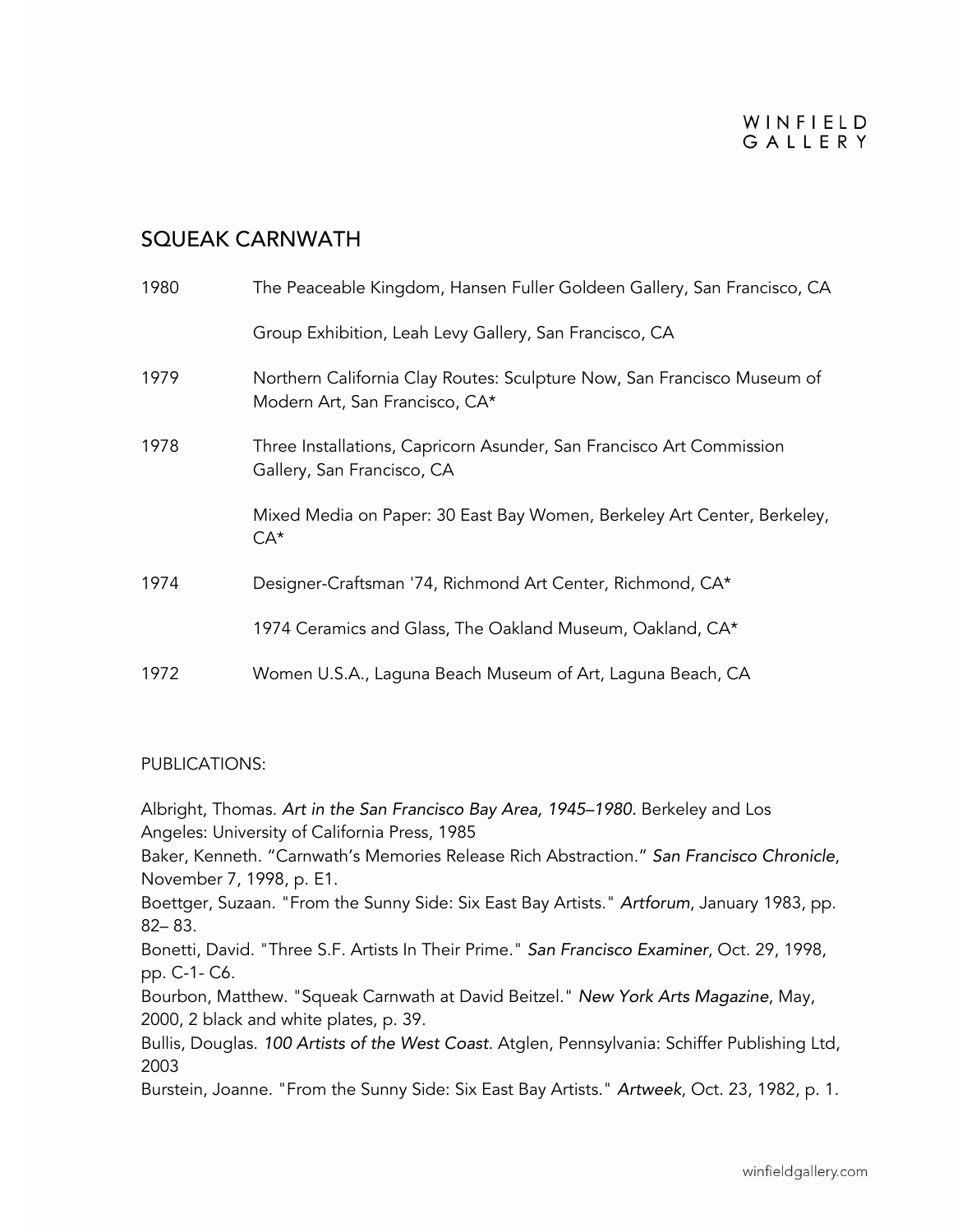## SQUEAK CARNWATH

| | |
|---|---|
| 1980 | The Peaceable Kingdom, Hansen Fuller Goldeen Gallery, San Francisco, CA |
| | Group Exhibition, Leah Levy Gallery, San Francisco, CA |
| 1979 | Northern California Clay Routes: Sculpture Now, San Francisco Museum of Modern Art, San Francisco, CA* |
| 1978 | Three Installations, Capricorn Asunder, San Francisco Art Commission Gallery, San Francisco, CA |
| | Mixed Media on Paper: 30 East Bay Women, Berkeley Art Center, Berkeley, CA* |
| 1974 | Designer-Craftsman '74, Richmond Art Center, Richmond, CA* |
| | 1974 Ceramics and Glass, The Oakland Museum, Oakland, CA* |
| 1972 | Women U.S.A., Laguna Beach Museum of Art, Laguna Beach, CA |

PUBLICATIONS:

Albright, Thomas. *Art in the San Francisco Bay Area, 1945–1980.* Berkeley and Los Angeles: University of California Press, 1985

Baker, Kenneth. "Carnwath's Memories Release Rich Abstraction." *San Francisco Chronicle*, November 7, 1998, p. E1.

Boettger, Suzaan. "From the Sunny Side: Six East Bay Artists." *Artforum*, January 1983, pp. 82– 83.

Bonetti, David. "Three S.F. Artists In Their Prime." *San Francisco Examiner*, Oct. 29, 1998, pp. C-1- C6.

Bourbon, Matthew. "Squeak Carnwath at David Beitzel." *New York Arts Magazine*, May, 2000, 2 black and white plates, p. 39.

Bullis, Douglas. *100 Artists of the West Coast*. Atglen, Pennsylvania: Schiffer Publishing Ltd, 2003

Burstein, Joanne. "From the Sunny Side: Six East Bay Artists." *Artweek*, Oct. 23, 1982, p. 1.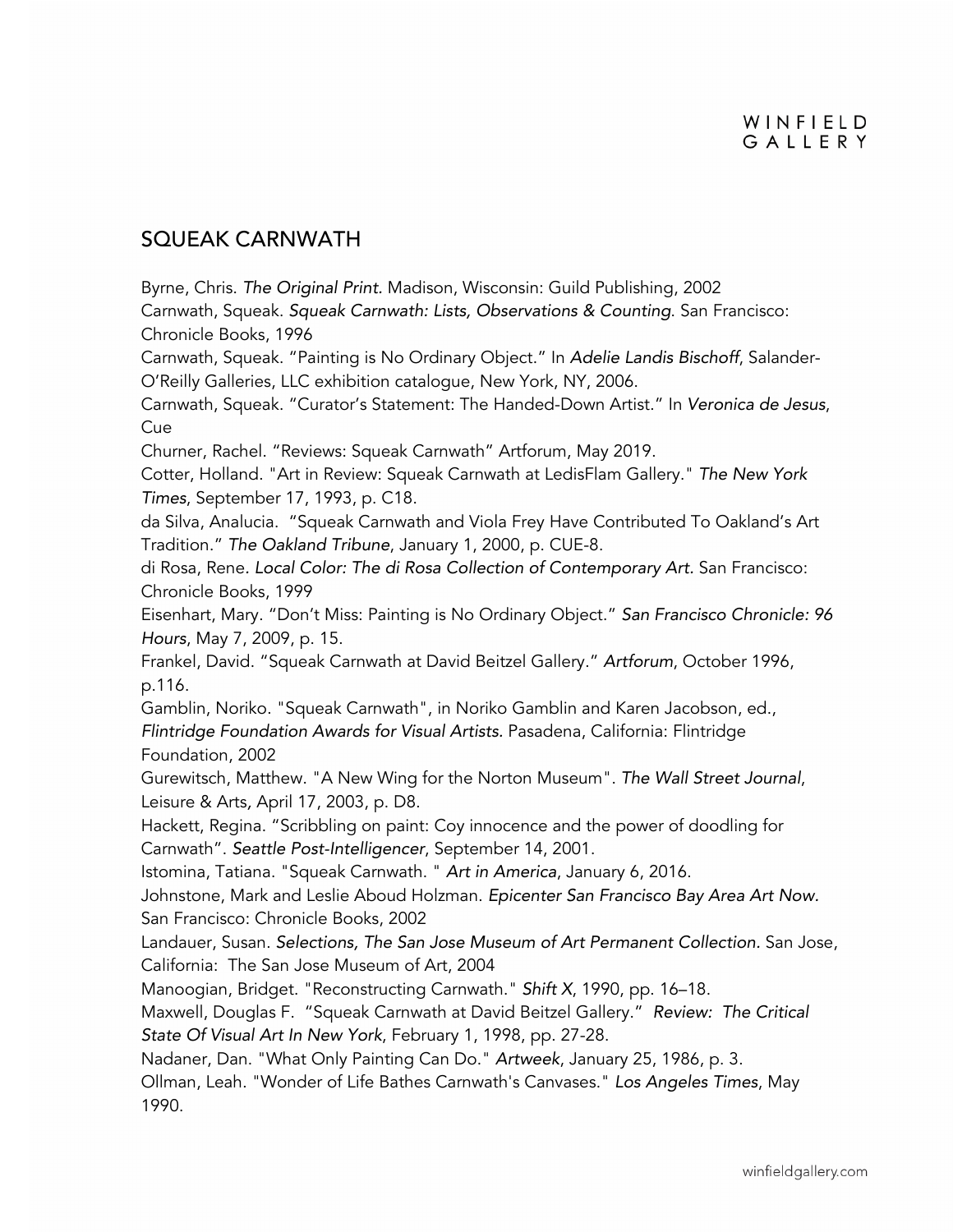## SQUEAK CARNWATH

Byrne, Chris. *The Original Print.* Madison, Wisconsin: Guild Publishing, 2002

Carnwath, Squeak. *Squeak Carnwath: Lists, Observations & Counting*. San Francisco: Chronicle Books, 1996

Carnwath, Squeak. "Painting is No Ordinary Object." In *Adelie Landis Bischoff*, Salander-O'Reilly Galleries, LLC exhibition catalogue, New York, NY, 2006.

Carnwath, Squeak. "Curator's Statement: The Handed-Down Artist." In *Veronica de Jesus*, Cue

Churner, Rachel. "Reviews: Squeak Carnwath" Artforum, May 2019.

Cotter, Holland. "Art in Review: Squeak Carnwath at LedisFlam Gallery." *The New York Times*, September 17, 1993, p. C18.

da Silva, Analucia. "Squeak Carnwath and Viola Frey Have Contributed To Oakland's Art Tradition." *The Oakland Tribune*, January 1, 2000, p. CUE-8.

di Rosa, Rene. *Local Color: The di Rosa Collection of Contemporary Art.* San Francisco: Chronicle Books, 1999

Eisenhart, Mary. "Don't Miss: Painting is No Ordinary Object." *San Francisco Chronicle: 96 Hours*, May 7, 2009, p. 15.

Frankel, David. "Squeak Carnwath at David Beitzel Gallery." *Artforum*, October 1996, p.116.

Gamblin, Noriko. "Squeak Carnwath", in Noriko Gamblin and Karen Jacobson, ed., *Flintridge Foundation Awards for Visual Artists.* Pasadena, California: Flintridge Foundation, 2002

Gurewitsch, Matthew. "A New Wing for the Norton Museum". *The Wall Street Journal*, Leisure & Arts, April 17, 2003, p. D8.

Hackett, Regina. "Scribbling on paint: Coy innocence and the power of doodling for Carnwath". *Seattle Post-Intelligencer*, September 14, 2001.

Istomina, Tatiana. "Squeak Carnwath. " *Art in America*, January 6, 2016.

Johnstone, Mark and Leslie Aboud Holzman. *Epicenter San Francisco Bay Area Art Now.* San Francisco: Chronicle Books, 2002

Landauer, Susan. *Selections, The San Jose Museum of Art Permanent Collection.* San Jose, California: The San Jose Museum of Art, 2004

Manoogian, Bridget. "Reconstructing Carnwath." *Shift X*, 1990, pp. 16–18.

Maxwell, Douglas F. "Squeak Carnwath at David Beitzel Gallery." *Review: The Critical State Of Visual Art In New York*, February 1, 1998, pp. 27-28.

Nadaner, Dan. "What Only Painting Can Do." *Artweek*, January 25, 1986, p. 3.

Ollman, Leah. "Wonder of Life Bathes Carnwath's Canvases." *Los Angeles Times*, May 1990.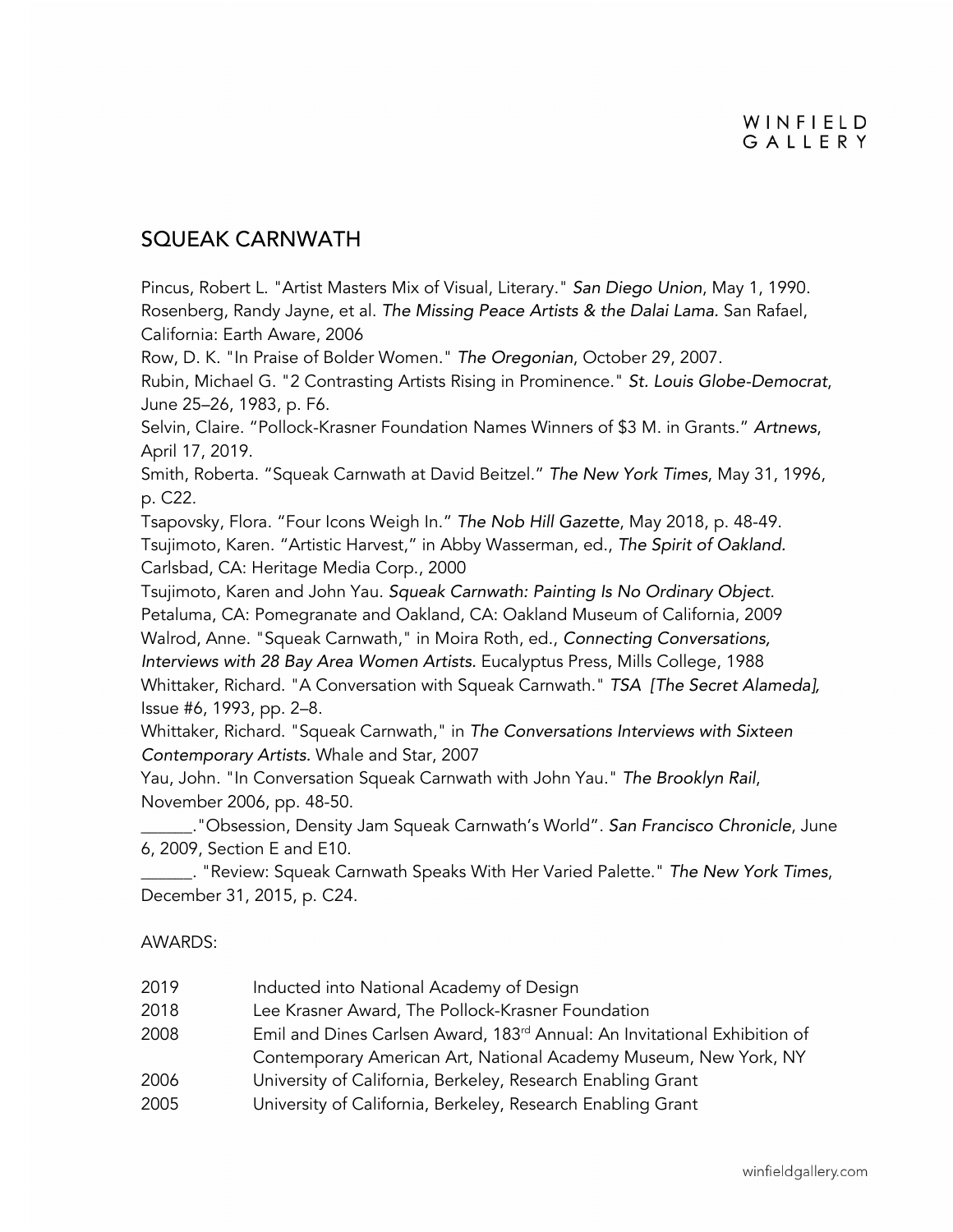## SQUEAK CARNWATH

Pincus, Robert L. "Artist Masters Mix of Visual, Literary." *San Diego Union*, May 1, 1990.
Rosenberg, Randy Jayne, et al. *The Missing Peace Artists & the Dalai Lama.* San Rafael, California: Earth Aware, 2006
Row, D. K. "In Praise of Bolder Women." *The Oregonian*, October 29, 2007.
Rubin, Michael G. "2 Contrasting Artists Rising in Prominence." *St. Louis Globe-Democrat*, June 25–26, 1983, p. F6.
Selvin, Claire. "Pollock-Krasner Foundation Names Winners of $3 M. in Grants." *Artnews*, April 17, 2019.
Smith, Roberta. "Squeak Carnwath at David Beitzel." *The New York Times*, May 31, 1996, p. C22.
Tsapovsky, Flora. "Four Icons Weigh In." *The Nob Hill Gazette*, May 2018, p. 48-49.
Tsujimoto, Karen. "Artistic Harvest," in Abby Wasserman, ed., *The Spirit of Oakland.* Carlsbad, CA: Heritage Media Corp., 2000
Tsujimoto, Karen and John Yau. *Squeak Carnwath: Painting Is No Ordinary Object.* Petaluma, CA: Pomegranate and Oakland, CA: Oakland Museum of California, 2009
Walrod, Anne. "Squeak Carnwath," in Moira Roth, ed., *Connecting Conversations, Interviews with 28 Bay Area Women Artists.* Eucalyptus Press, Mills College, 1988
Whittaker, Richard. "A Conversation with Squeak Carnwath." *TSA [The Secret Alameda],* Issue #6, 1993, pp. 2–8.
Whittaker, Richard. "Squeak Carnwath," in *The Conversations Interviews with Sixteen Contemporary Artists.* Whale and Star, 2007
Yau, John. "In Conversation Squeak Carnwath with John Yau." *The Brooklyn Rail*, November 2006, pp. 48-50.
______."Obsession, Density Jam Squeak Carnwath's World". *San Francisco Chronicle*, June 6, 2009, Section E and E10.
______. "Review: Squeak Carnwath Speaks With Her Varied Palette." *The New York Times*, December 31, 2015, p. C24.

AWARDS:

| | |
|---|---|
| 2019 | Inducted into National Academy of Design |
| 2018 | Lee Krasner Award, The Pollock-Krasner Foundation |
| 2008 | Emil and Dines Carlsen Award, 183rd Annual: An Invitational Exhibition of Contemporary American Art, National Academy Museum, New York, NY |
| 2006 | University of California, Berkeley, Research Enabling Grant |
| 2005 | University of California, Berkeley, Research Enabling Grant |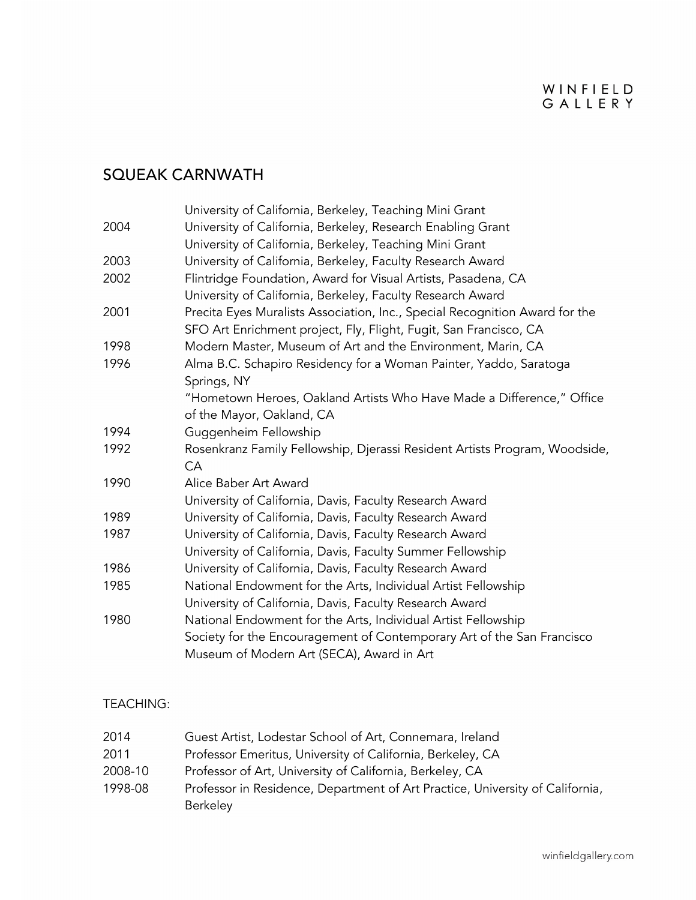## SQUEAK CARNWATH

| | |
|---|---|
| | University of California, Berkeley, Teaching Mini Grant |
| 2004 | University of California, Berkeley, Research Enabling Grant |
| | University of California, Berkeley, Teaching Mini Grant |
| 2003 | University of California, Berkeley, Faculty Research Award |
| 2002 | Flintridge Foundation, Award for Visual Artists, Pasadena, CA |
| | University of California, Berkeley, Faculty Research Award |
| 2001 | Precita Eyes Muralists Association, Inc., Special Recognition Award for the SFO Art Enrichment project, Fly, Flight, Fugit, San Francisco, CA |
| 1998 | Modern Master, Museum of Art and the Environment, Marin, CA |
| 1996 | Alma B.C. Schapiro Residency for a Woman Painter, Yaddo, Saratoga Springs, NY |
| | "Hometown Heroes, Oakland Artists Who Have Made a Difference," Office of the Mayor, Oakland, CA |
| 1994 | Guggenheim Fellowship |
| 1992 | Rosenkranz Family Fellowship, Djerassi Resident Artists Program, Woodside, CA |
| 1990 | Alice Baber Art Award |
| | University of California, Davis, Faculty Research Award |
| 1989 | University of California, Davis, Faculty Research Award |
| 1987 | University of California, Davis, Faculty Research Award |
| | University of California, Davis, Faculty Summer Fellowship |
| 1986 | University of California, Davis, Faculty Research Award |
| 1985 | National Endowment for the Arts, Individual Artist Fellowship |
| | University of California, Davis, Faculty Research Award |
| 1980 | National Endowment for the Arts, Individual Artist Fellowship |
| | Society for the Encouragement of Contemporary Art of the San Francisco Museum of Modern Art (SECA), Award in Art |

### TEACHING:

| | |
|---|---|
| 2014 | Guest Artist, Lodestar School of Art, Connemara, Ireland |
| 2011 | Professor Emeritus, University of California, Berkeley, CA |
| 2008-10 | Professor of Art, University of California, Berkeley, CA |
| 1998-08 | Professor in Residence, Department of Art Practice, University of California, Berkeley |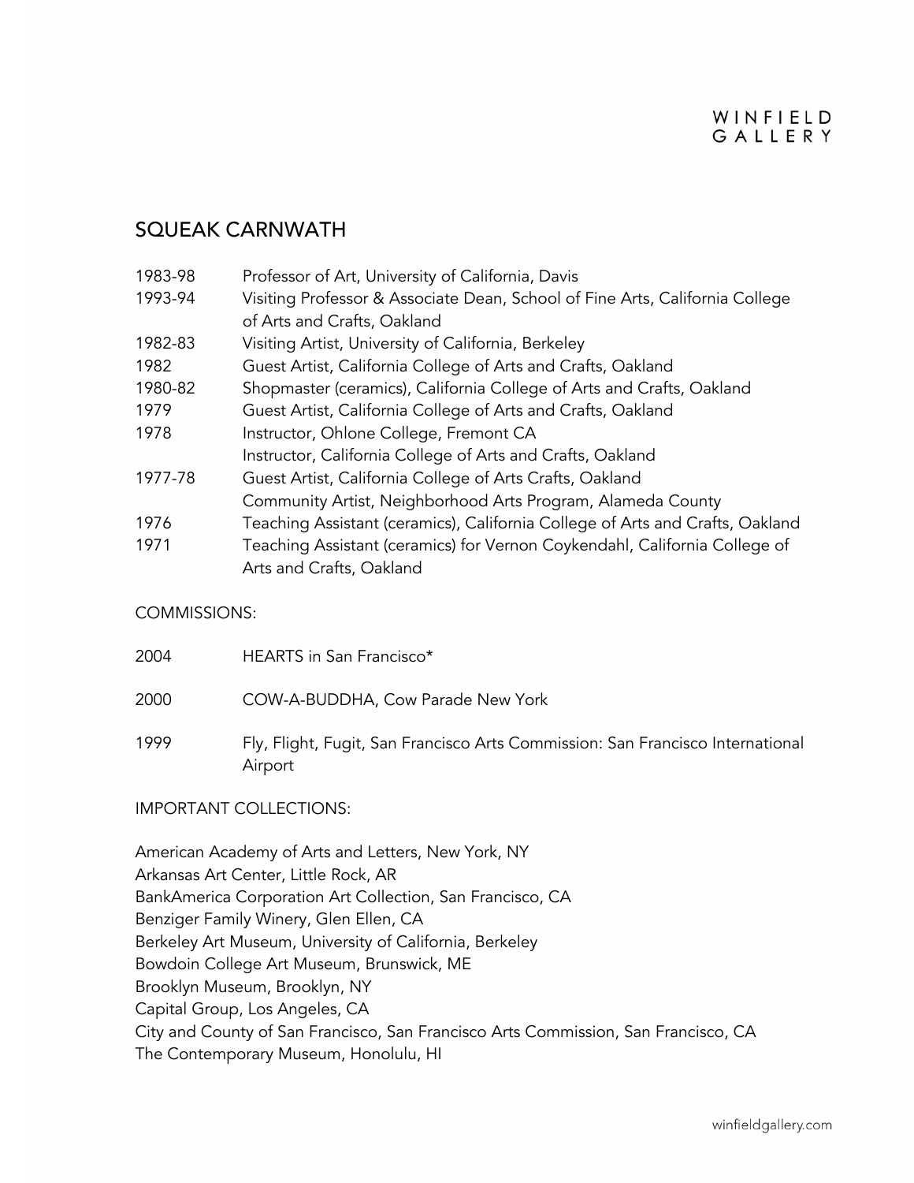## SQUEAK CARNWATH

| | |
|---|---|
| 1983-98 | Professor of Art, University of California, Davis |
| 1993-94 | Visiting Professor & Associate Dean, School of Fine Arts, California College of Arts and Crafts, Oakland |
| 1982-83 | Visiting Artist, University of California, Berkeley |
| 1982 | Guest Artist, California College of Arts and Crafts, Oakland |
| 1980-82 | Shopmaster (ceramics), California College of Arts and Crafts, Oakland |
| 1979 | Guest Artist, California College of Arts and Crafts, Oakland |
| 1978 | Instructor, Ohlone College, Fremont CA |
| | Instructor, California College of Arts and Crafts, Oakland |
| 1977-78 | Guest Artist, California College of Arts Crafts, Oakland |
| | Community Artist, Neighborhood Arts Program, Alameda County |
| 1976 | Teaching Assistant (ceramics), California College of Arts and Crafts, Oakland |
| 1971 | Teaching Assistant (ceramics) for Vernon Coykendahl, California College of Arts and Crafts, Oakland |

COMMISSIONS:

| | |
|---|---|
| 2004 | HEARTS in San Francisco* |
| 2000 | COW-A-BUDDHA, Cow Parade New York |
| 1999 | Fly, Flight, Fugit, San Francisco Arts Commission: San Francisco International Airport |

IMPORTANT COLLECTIONS:

American Academy of Arts and Letters, New York, NY
Arkansas Art Center, Little Rock, AR
BankAmerica Corporation Art Collection, San Francisco, CA
Benziger Family Winery, Glen Ellen, CA
Berkeley Art Museum, University of California, Berkeley
Bowdoin College Art Museum, Brunswick, ME
Brooklyn Museum, Brooklyn, NY
Capital Group, Los Angeles, CA
City and County of San Francisco, San Francisco Arts Commission, San Francisco, CA
The Contemporary Museum, Honolulu, HI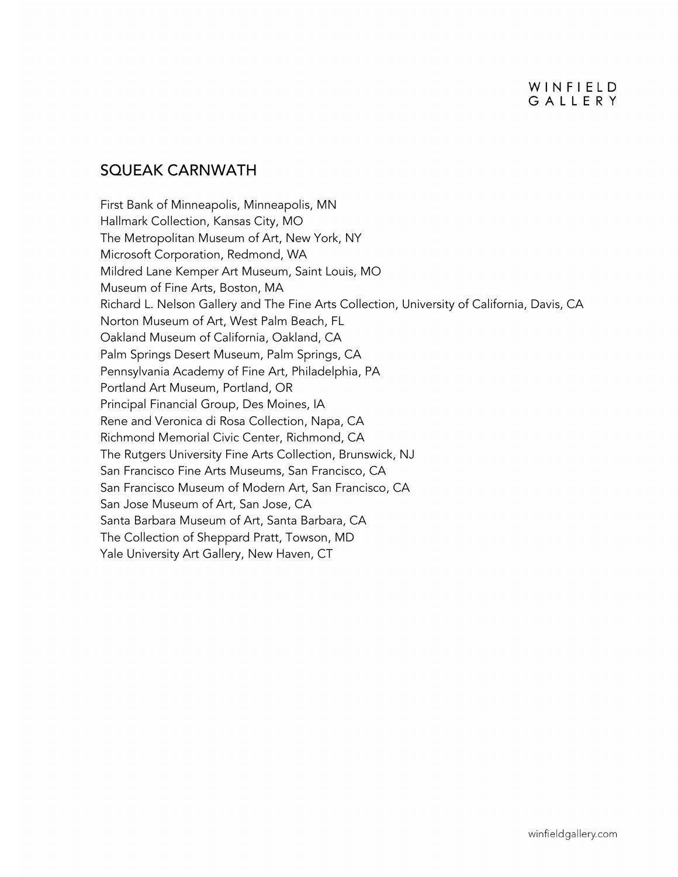## SQUEAK CARNWATH

First Bank of Minneapolis, Minneapolis, MN
Hallmark Collection, Kansas City, MO
The Metropolitan Museum of Art, New York, NY
Microsoft Corporation, Redmond, WA
Mildred Lane Kemper Art Museum, Saint Louis, MO
Museum of Fine Arts, Boston, MA
Richard L. Nelson Gallery and The Fine Arts Collection, University of California, Davis, CA
Norton Museum of Art, West Palm Beach, FL
Oakland Museum of California, Oakland, CA
Palm Springs Desert Museum, Palm Springs, CA
Pennsylvania Academy of Fine Art, Philadelphia, PA
Portland Art Museum, Portland, OR
Principal Financial Group, Des Moines, IA
Rene and Veronica di Rosa Collection, Napa, CA
Richmond Memorial Civic Center, Richmond, CA
The Rutgers University Fine Arts Collection, Brunswick, NJ
San Francisco Fine Arts Museums, San Francisco, CA
San Francisco Museum of Modern Art, San Francisco, CA
San Jose Museum of Art, San Jose, CA
Santa Barbara Museum of Art, Santa Barbara, CA
The Collection of Sheppard Pratt, Towson, MD
Yale University Art Gallery, New Haven, CT